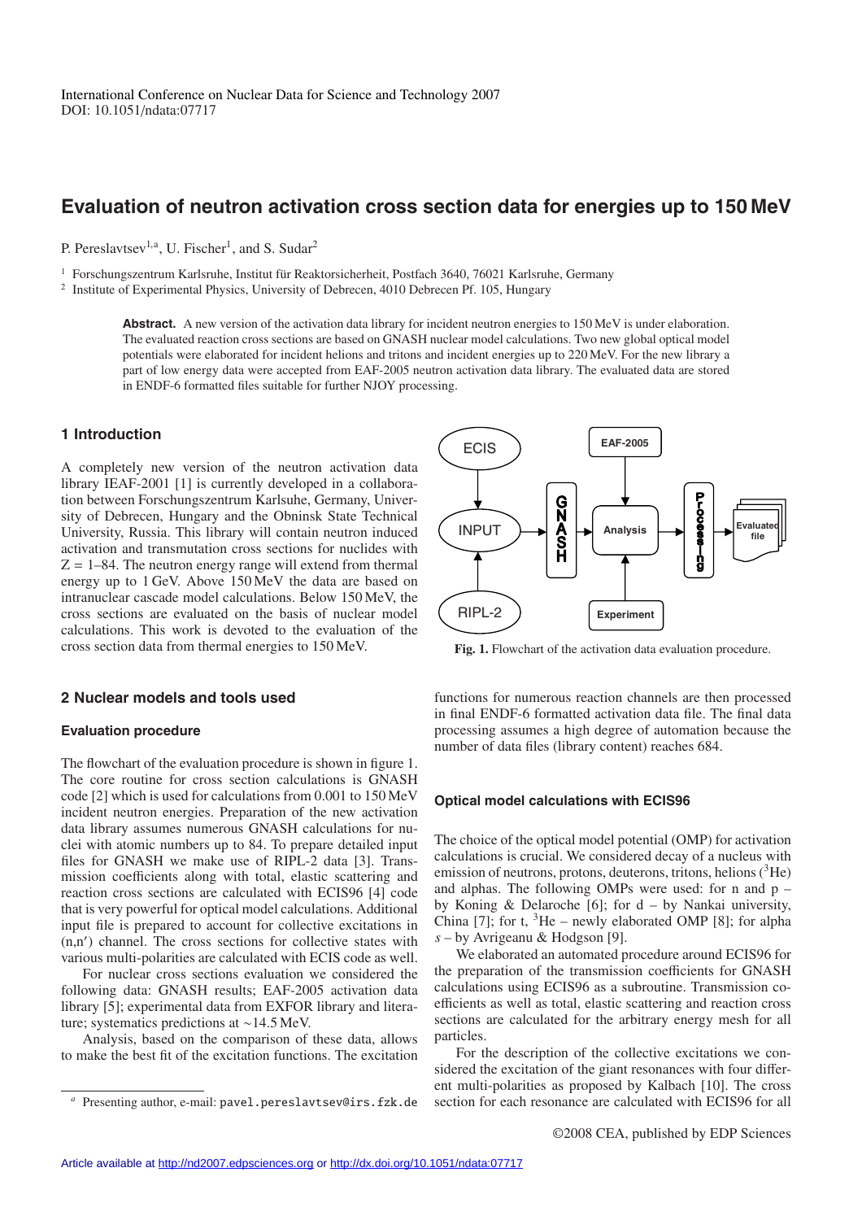International Conference on Nuclear Data for Science and Technology 2007
DOI: 10.1051/ndata:07717

# Evaluation of neutron activation cross section data for energies up to 150 MeV

P. Pereslavtsev[1,a], U. Fischer[1], and S. Sudar[2]

[1] Forschungszentrum Karlsruhe, Institut für Reaktorsicherheit, Postfach 3640, 76021 Karlsruhe, Germany
[2] Institute of Experimental Physics, University of Debrecen, 4010 Debrecen Pf. 105, Hungary

**Abstract.** A new version of the activation data library for incident neutron energies to 150 MeV is under elaboration. The evaluated reaction cross sections are based on GNASH nuclear model calculations. Two new global optical model potentials were elaborated for incident helions and tritons and incident energies up to 220 MeV. For the new library a part of low energy data were accepted from EAF-2005 neutron activation data library. The evaluated data are stored in ENDF-6 formatted files suitable for further NJOY processing.

## 1 Introduction

A completely new version of the neutron activation data library IEAF-2001 [1] is currently developed in a collaboration between Forschungszentrum Karlsuhe, Germany, University of Debrecen, Hungary and the Obninsk State Technical University, Russia. This library will contain neutron induced activation and transmutation cross sections for nuclides with Z = 1–84. The neutron energy range will extend from thermal energy up to 1 GeV. Above 150 MeV the data are based on intranuclear cascade model calculations. Below 150 MeV, the cross sections are evaluated on the basis of nuclear model calculations. This work is devoted to the evaluation of the cross section data from thermal energies to 150 MeV.

**Fig. 1.** Flowchart of the activation data evaluation procedure.

## 2 Nuclear models and tools used

### Evaluation procedure

The flowchart of the evaluation procedure is shown in figure 1. The core routine for cross section calculations is GNASH code [2] which is used for calculations from 0.001 to 150 MeV incident neutron energies. Preparation of the new activation data library assumes numerous GNASH calculations for nuclei with atomic numbers up to 84. To prepare detailed input files for GNASH we make use of RIPL-2 data [3]. Transmission coefficients along with total, elastic scattering and reaction cross sections are calculated with ECIS96 [4] code that is very powerful for optical model calculations. Additional input file is prepared to account for collective excitations in (n,n′) channel. The cross sections for collective states with various multi-polarities are calculated with ECIS code as well.

For nuclear cross sections evaluation we considered the following data: GNASH results; EAF-2005 activation data library [5]; experimental data from EXFOR library and literature; systematics predictions at ∼14.5 MeV.

Analysis, based on the comparison of these data, allows to make the best fit of the excitation functions. The excitation functions for numerous reaction channels are then processed in final ENDF-6 formatted activation data file. The final data processing assumes a high degree of automation because the number of data files (library content) reaches 684.

### Optical model calculations with ECIS96

The choice of the optical model potential (OMP) for activation calculations is crucial. We considered decay of a nucleus with emission of neutrons, protons, deuterons, tritons, helions ($^3$He) and alphas. The following OMPs were used: for n and p – by Koning & Delaroche [6]; for d – by Nankai university, China [7]; for t, $^3$He – newly elaborated OMP [8]; for alpha *s* – by Avrigeanu & Hodgson [9].

We elaborated an automated procedure around ECIS96 for the preparation of the transmission coefficients for GNASH calculations using ECIS96 as a subroutine. Transmission coefficients as well as total, elastic scattering and reaction cross sections are calculated for the arbitrary energy mesh for all particles.

For the description of the collective excitations we considered the excitation of the giant resonances with four different multi-polarities as proposed by Kalbach [10]. The cross section for each resonance are calculated with ECIS96 for all

[a] Presenting author, e-mail: pavel.pereslavtsev@irs.fzk.de

©2008 CEA, published by EDP Sciences

Article available at http://nd2007.edpsciences.org or http://dx.doi.org/10.1051/ndata:07717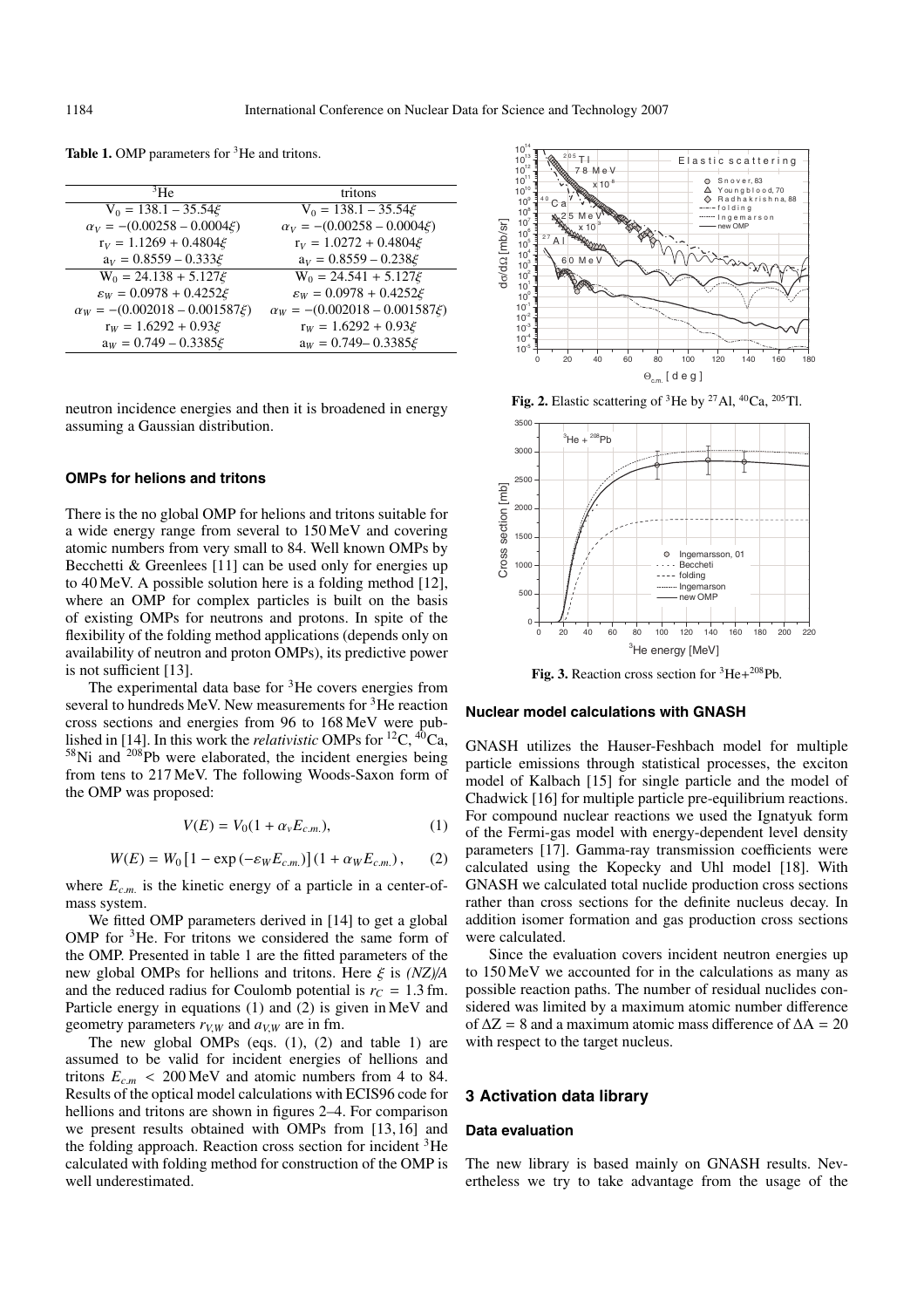**Table 1.** OMP parameters for $^3$He and tritons.

| $^3$He | tritons |
|---|---|
| $V_0 = 138.1 - 35.54\xi$ | $V_0 = 138.1 - 35.54\xi$ |
| $\alpha_V = -(0.00258 - 0.0004\xi)$ | $\alpha_V = -(0.00258 - 0.0004\xi)$ |
| $r_V = 1.1269 + 0.4804\xi$ | $r_V = 1.0272 + 0.4804\xi$ |
| $a_V = 0.8559 - 0.333\xi$ | $a_V = 0.8559 - 0.238\xi$ |
| $W_0 = 24.138 + 5.127\xi$ | $W_0 = 24.541 + 5.127\xi$ |
| $\varepsilon_W = 0.0978 + 0.4252\xi$ | $\varepsilon_W = 0.0978 + 0.4252\xi$ |
| $\alpha_W = -(0.002018 - 0.001587\xi)$ | $\alpha_W = -(0.002018 - 0.001587\xi)$ |
| $r_W = 1.6292 + 0.93\xi$ | $r_W = 1.6292 + 0.93\xi$ |
| $a_W = 0.749 - 0.3385\xi$ | $a_W = 0.749 - 0.3385\xi$ |

neutron incidence energies and then it is broadened in energy assuming a Gaussian distribution.

### OMPs for helions and tritons

There is the no global OMP for helions and tritons suitable for a wide energy range from several to 150 MeV and covering atomic numbers from very small to 84. Well known OMPs by Becchetti & Greenlees [11] can be used only for energies up to 40 MeV. A possible solution here is a folding method [12], where an OMP for complex particles is built on the basis of existing OMPs for neutrons and protons. In spite of the flexibility of the folding method applications (depends only on availability of neutron and proton OMPs), its predictive power is not sufficient [13].

The experimental data base for $^3$He covers energies from several to hundreds MeV. New measurements for $^3$He reaction cross sections and energies from 96 to 168 MeV were published in [14]. In this work the *relativistic* OMPs for $^{12}$C, $^{40}$Ca, $^{58}$Ni and $^{208}$Pb were elaborated, the incident energies being from tens to 217 MeV. The following Woods-Saxon form of the OMP was proposed:

$$V(E) = V_0(1 + \alpha_v E_{c.m.}), \tag{1}$$

$$W(E) = W_0\left[1 - \exp\left(-\varepsilon_W E_{c.m.}\right)\right]\left(1 + \alpha_W E_{c.m.}\right), \tag{2}$$

where $E_{c.m.}$ is the kinetic energy of a particle in a center-of-mass system.

We fitted OMP parameters derived in [14] to get a global OMP for $^3$He. For tritons we considered the same form of the OMP. Presented in table 1 are the fitted parameters of the new global OMPs for hellions and tritons. Here $\xi$ is *(NZ)/A* and the reduced radius for Coulomb potential is $r_C = 1.3$ fm. Particle energy in equations (1) and (2) is given in MeV and geometry parameters $r_{V,W}$ and $a_{V,W}$ are in fm.

The new global OMPs (eqs. (1), (2) and table 1) are assumed to be valid for incident energies of hellions and tritons $E_{c.m} < 200$ MeV and atomic numbers from 4 to 84. Results of the optical model calculations with ECIS96 code for hellions and tritons are shown in figures 2–4. For comparison we present results obtained with OMPs from [13, 16] and the folding approach. Reaction cross section for incident $^3$He calculated with folding method for construction of the OMP is well underestimated.

**Fig. 2.** Elastic scattering of $^3$He by $^{27}$Al, $^{40}$Ca, $^{205}$Tl.

**Fig. 3.** Reaction cross section for $^3$He+$^{208}$Pb.

### Nuclear model calculations with GNASH

GNASH utilizes the Hauser-Feshbach model for multiple particle emissions through statistical processes, the exciton model of Kalbach [15] for single particle and the model of Chadwick [16] for multiple particle pre-equilibrium reactions. For compound nuclear reactions we used the Ignatyuk form of the Fermi-gas model with energy-dependent level density parameters [17]. Gamma-ray transmission coefficients were calculated using the Kopecky and Uhl model [18]. With GNASH we calculated total nuclide production cross sections rather than cross sections for the definite nucleus decay. In addition isomer formation and gas production cross sections were calculated.

Since the evaluation covers incident neutron energies up to 150 MeV we accounted for in the calculations as many as possible reaction paths. The number of residual nuclides considered was limited by a maximum atomic number difference of $\Delta Z = 8$ and a maximum atomic mass difference of $\Delta A = 20$ with respect to the target nucleus.

## 3 Activation data library

### Data evaluation

The new library is based mainly on GNASH results. Nevertheless we try to take advantage from the usage of the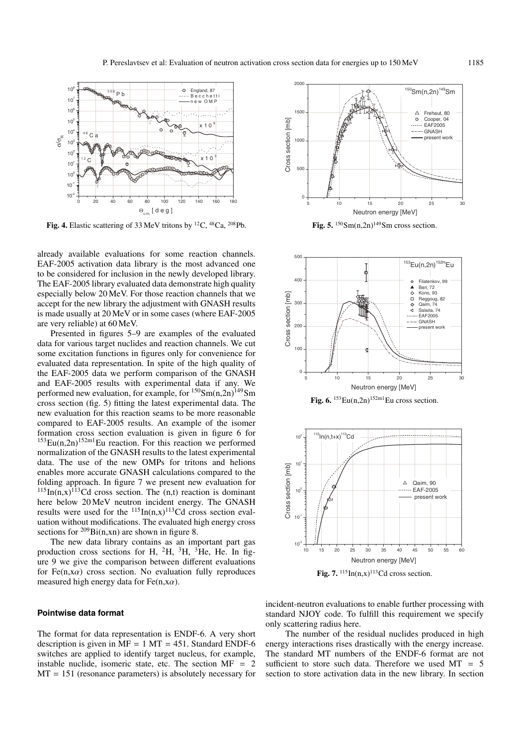**Fig. 4.** Elastic scattering of 33 MeV tritons by $^{12}C$, $^{48}Ca$, $^{208}Pb$.

**Fig. 5.** $^{150}Sm(n,2n)^{149}Sm$ cross section.

**Fig. 6.** $^{153}Eu(n,2n)^{152m1}Eu$ cross section.

**Fig. 7.** $^{115}In(n,x)^{113}Cd$ cross section.

already available evaluations for some reaction channels. EAF-2005 activation data library is the most advanced one to be considered for inclusion in the newly developed library. The EAF-2005 library evaluated data demonstrate high quality especially below 20 MeV. For those reaction channels that we accept for the new library the adjustment with GNASH results is made usually at 20 MeV or in some cases (where EAF-2005 are very reliable) at 60 MeV.

Presented in figures 5–9 are examples of the evaluated data for various target nuclides and reaction channels. We cut some excitation functions in figures only for convenience for evaluated data representation. In spite of the high quality of the EAF-2005 data we perform comparison of the GNASH and EAF-2005 results with experimental data if any. We performed new evaluation, for example, for $^{150}Sm(n,2n)^{149}Sm$ cross section (fig. 5) fitting the latest experimental data. The new evaluation for this reaction seams to be more reasonable compared to EAF-2005 results. An example of the isomer formation cross section evaluation is given in figure 6 for $^{153}Eu(n,2n)^{152m1}Eu$ reaction. For this reaction we performed normalization of the GNASH results to the latest experimental data. The use of the new OMPs for tritons and helions enables more accurate GNASH calculations compared to the folding approach. In figure 7 we present new evaluation for $^{115}In(n,x)^{113}Cd$ cross section. The (n,t) reaction is dominant here below 20 MeV neutron incident energy. The GNASH results were used for the $^{115}In(n,x)^{113}Cd$ cross section evaluation without modifications. The evaluated high energy cross sections for $^{209}Bi(n,xn)$ are shown in figure 8.

The new data library contains as an important part gas production cross sections for H, $^{2}H$, $^{3}H$, $^{3}He$, He. In figure 9 we give the comparison between different evaluations for $Fe(n,x\alpha)$ cross section. No evaluation fully reproduces measured high energy data for $Fe(n,x\alpha)$.

## Pointwise data format

The format for data representation is ENDF-6. A very short description is given in MF = 1 MT = 451. Standard ENDF-6 switches are applied to identify target nucleus, for example, instable nuclide, isomeric state, etc. The section MF = 2 MT = 151 (resonance parameters) is absolutely necessary for incident-neutron evaluations to enable further processing with standard NJOY code. To fulfill this requirement we specify only scattering radius here.

The number of the residual nuclides produced in high energy interactions rises drastically with the energy increase. The standard MT numbers of the ENDF-6 format are not sufficient to store such data. Therefore we used MT = 5 section to store activation data in the new library. In section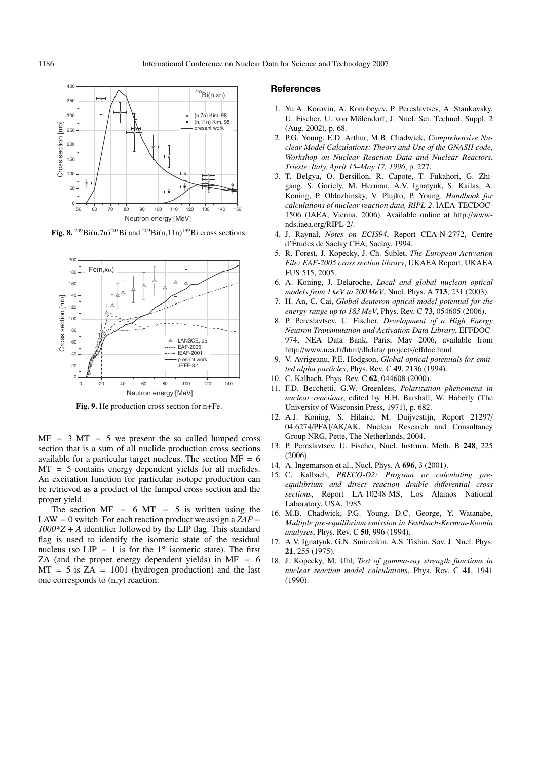400
350
300
250
200
150
100
50
0
Cross section [mb]
50 60 70 80 90 100 110 120 130 140 150
Neutron energy [MeV]
$^{209}$Bi(n,xn)
(n,7n) Kim, 98
(n,11n) Kim, 98
present work

**Fig. 8.** $^{209}$Bi(n,7n)$^{203}$Bi and $^{209}$Bi(n,11n)$^{199}$Bi cross sections.

200
180
160
140
120
100
80
60
40
20
0
Cross section [mb]
0 20 40 60 80 100 120 140
Neutron energy [MeV]
Fe(n,xα)
LANSCE, 05
EAF-2005
IEAF-2001
present work
JEFF-3.1

**Fig. 9.** He production cross section for n+Fe.

MF = 3 MT = 5 we present the so called lumped cross section that is a sum of all nuclide production cross sections available for a particular target nucleus. The section MF = 6 MT = 5 contains energy dependent yields for all nuclides. An excitation function for particular isotope production can be retrieved as a product of the lumped cross section and the proper yield.

The section MF = 6 MT = 5 is written using the LAW = 0 switch. For each reaction product we assign a *ZAP = 1000*Z + A* identifier followed by the LIP flag. This standard flag is used to identify the isomeric state of the residual nucleus (so LIP = 1 is for the 1st isomeric state). The first ZA (and the proper energy dependent yields) in MF = 6 MT = 5 is ZA = 1001 (hydrogen production) and the last one corresponds to (n,γ) reaction.

## References

1. Yu.A. Korovin, A. Konobeyev, P. Pereslavtsev, A. Stankovsky, U. Fischer, U. von Mölendorf, J. Nucl. Sci. Technol. Suppl. 2 (Aug. 2002), p. 68.
2. P.G. Young, E.D. Arthur, M.B. Chadwick, *Comprehensive Nuclear Model Calculations: Theory and Use of the GNASH code*, *Workshop on Nuclear Reaction Data and Nuclear Reactors, Trieste, Italy, April 15–May 17, 1996*, p. 227.
3. T. Belgya, O. Bersillon, R. Capote, T. Fukahori, G. Zhigang, S. Goriely, M. Herman, A.V. Ignatyuk, S. Kailas, A. Koning, P. Oblozhinsky, V. Plujko, P. Young. *Handbook for calculations of nuclear reaction data, RIPL-2*. IAEA-TECDOC-1506 (IAEA, Vienna, 2006). Available online at http://www-nds.iaea.org/RIPL-2/.
4. J. Raynal, *Notes on ECIS94*, Report CEA-N-2772, Centre d'Études de Saclay CEA, Saclay, 1994.
5. R. Forest, J. Kopecky, J.-Ch. Sublet, *The European Activation File: EAF-2005 cross section library*, UKAEA Report, UKAEA FUS 515, 2005.
6. A. Koning, J. Delaroche, *Local and global nucleon optical models from 1 keV to 200 MeV*, Nucl. Phys. A **713**, 231 (2003).
7. H. An, C. Cai, *Global deuteron optical model potential for the energy range up to 183 MeV*, Phys. Rev. C **73**, 054605 (2006).
8. P. Pereslavtsev, U. Fischer, *Development of a High Energy Neutron Transmutation and Activation Data Library*, EFFDOC-974, NEA Data Bank, Paris, May 2006, available from http://www.nea.fr/html/dbdata/ projects/effdoc.html.
9. V. Avrigeanu, P.E. Hodgson, *Global optical potentials for emitted alpha particles*, Phys. Rev. C **49**, 2136 (1994).
10. C. Kalbach, Phys. Rev. C **62**, 044608 (2000).
11. F.D. Becchetti, G.W. Greenlees, *Polarization phenomena in nuclear reactions*, edited by H.H. Barshall, W. Haberly (The University of Wisconsin Press, 1971), p. 682.
12. A.J. Koning, S. Hilaire, M. Duijvestijn, Report 21297/04.6274/PFAI/AK/AK, Nuclear Research and Consultancy Group NRG, Pette, The Netherlands, 2004.
13. P. Pereslavtsev, U. Fischer, Nucl. Instrum. Meth. B **248**, 225 (2006).
14. A. Ingemarson et al., Nucl. Phys. A **696**, 3 (2001).
15. C. Kalbach, *PRECO-D2: Program or calculating pre-equilibrium and direct reaction double differential cross sections*, Report LA-10248-MS, Los Alamos National Laboratory, USA, 1985.
16. M.B. Chadwick, P.G. Young, D.C. George, Y. Watanabe, *Multiple pre-equilibrium emission in Feshbach-Kerman-Koonin analyses*, Phys. Rev. C **50**, 996 (1994).
17. A.V. Ignatyuk, G.N. Smirenkin, A.S. Tishin, Sov. J. Nucl. Phys. **21**, 255 (1975).
18. J. Kopecky, M. Uhl, *Test of gamma-ray strength functions in nuclear reaction model calculations*, Phys. Rev. C **41**, 1941 (1990).